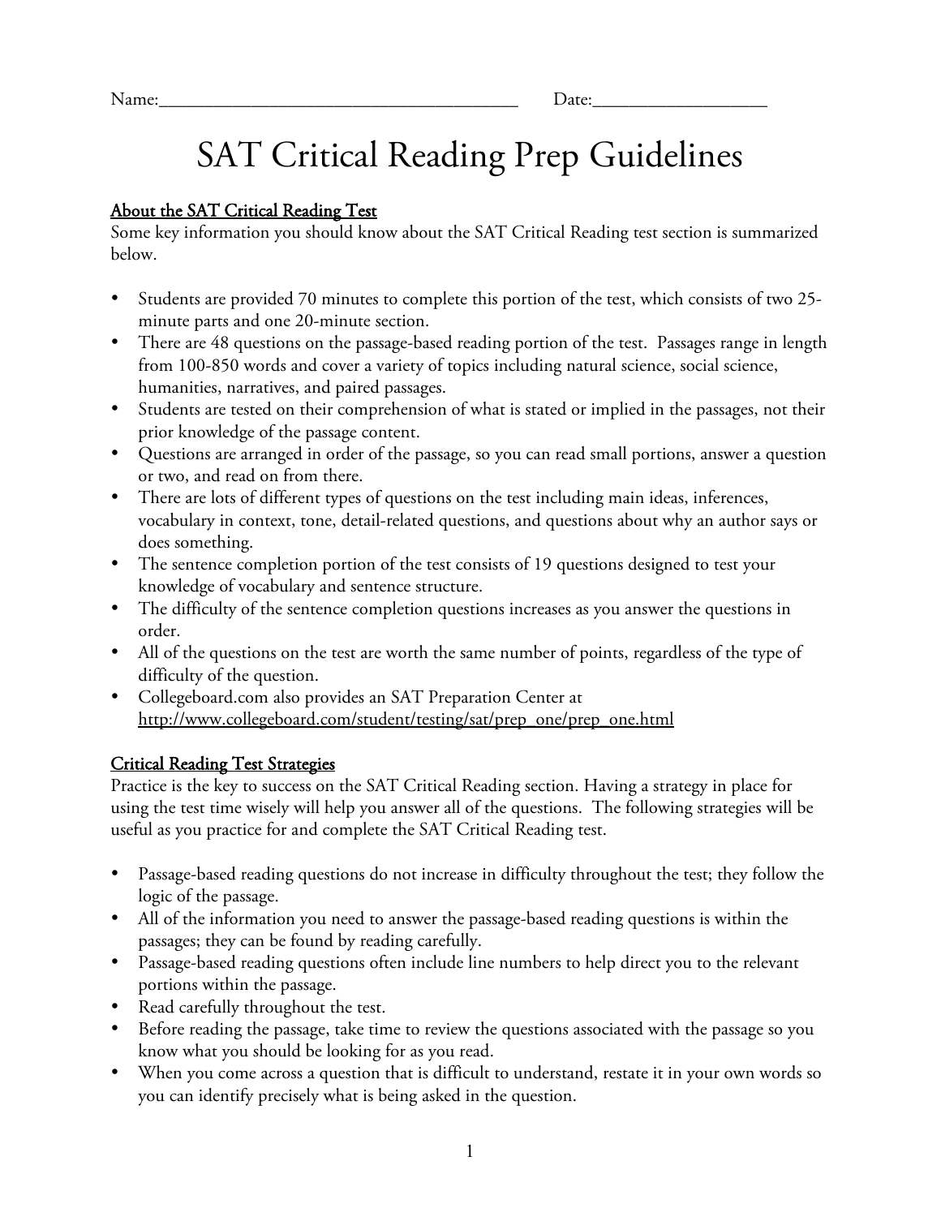Name:_______________________________________ Date:__________________

# SAT Critical Reading Prep Guidelines

## About the SAT Critical Reading Test

Some key information you should know about the SAT Critical Reading test section is summarized below.

- Students are provided 70 minutes to complete this portion of the test, which consists of two 25-minute parts and one 20-minute section.
- There are 48 questions on the passage-based reading portion of the test. Passages range in length from 100-850 words and cover a variety of topics including natural science, social science, humanities, narratives, and paired passages.
- Students are tested on their comprehension of what is stated or implied in the passages, not their prior knowledge of the passage content.
- Questions are arranged in order of the passage, so you can read small portions, answer a question or two, and read on from there.
- There are lots of different types of questions on the test including main ideas, inferences, vocabulary in context, tone, detail-related questions, and questions about why an author says or does something.
- The sentence completion portion of the test consists of 19 questions designed to test your knowledge of vocabulary and sentence structure.
- The difficulty of the sentence completion questions increases as you answer the questions in order.
- All of the questions on the test are worth the same number of points, regardless of the type of difficulty of the question.
- Collegeboard.com also provides an SAT Preparation Center at http://www.collegeboard.com/student/testing/sat/prep_one/prep_one.html

## Critical Reading Test Strategies

Practice is the key to success on the SAT Critical Reading section. Having a strategy in place for using the test time wisely will help you answer all of the questions. The following strategies will be useful as you practice for and complete the SAT Critical Reading test.

- Passage-based reading questions do not increase in difficulty throughout the test; they follow the logic of the passage.
- All of the information you need to answer the passage-based reading questions is within the passages; they can be found by reading carefully.
- Passage-based reading questions often include line numbers to help direct you to the relevant portions within the passage.
- Read carefully throughout the test.
- Before reading the passage, take time to review the questions associated with the passage so you know what you should be looking for as you read.
- When you come across a question that is difficult to understand, restate it in your own words so you can identify precisely what is being asked in the question.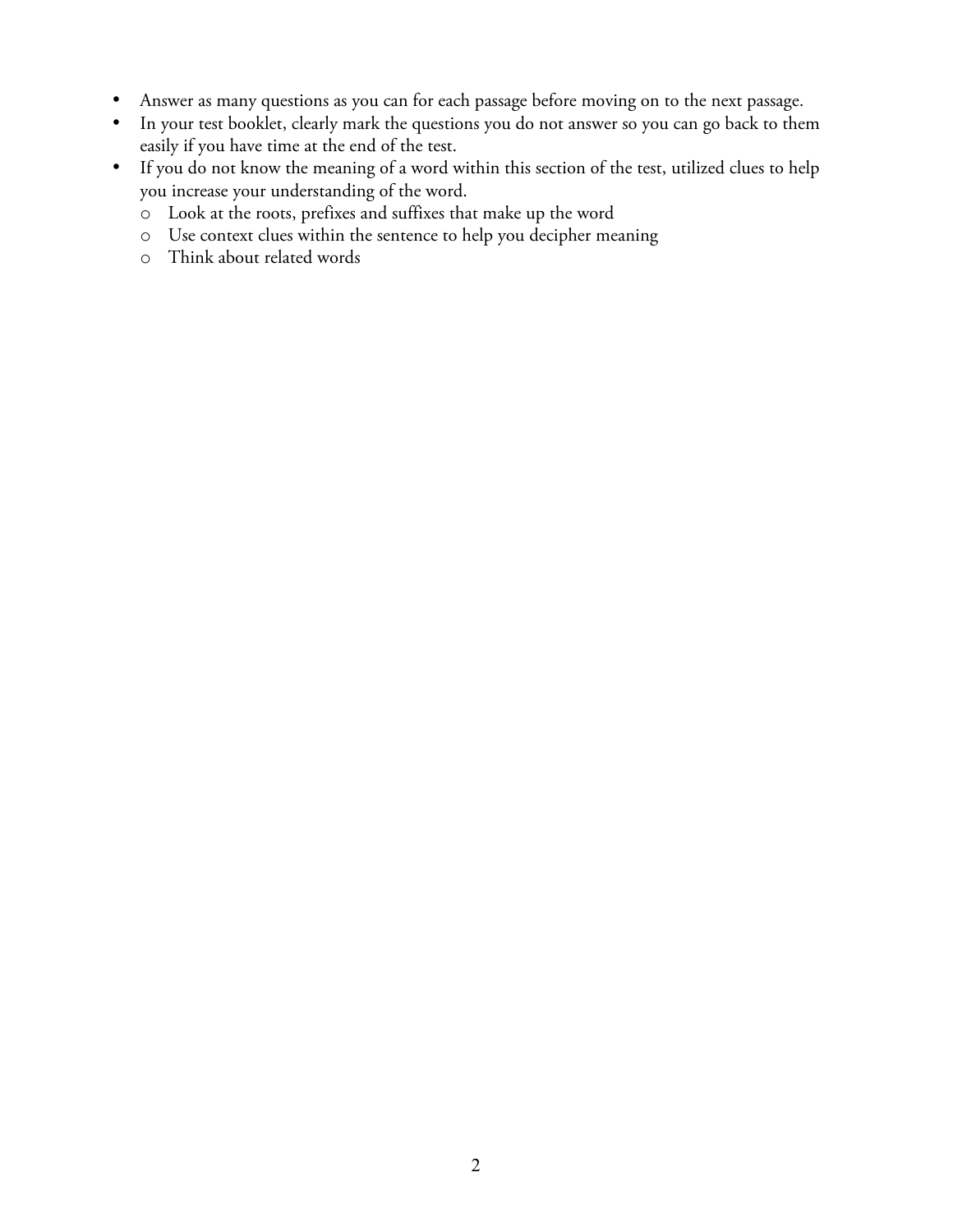- Answer as many questions as you can for each passage before moving on to the next passage.
- In your test booklet, clearly mark the questions you do not answer so you can go back to them easily if you have time at the end of the test.
- If you do not know the meaning of a word within this section of the test, utilized clues to help you increase your understanding of the word.
  - Look at the roots, prefixes and suffixes that make up the word
  - Use context clues within the sentence to help you decipher meaning
  - Think about related words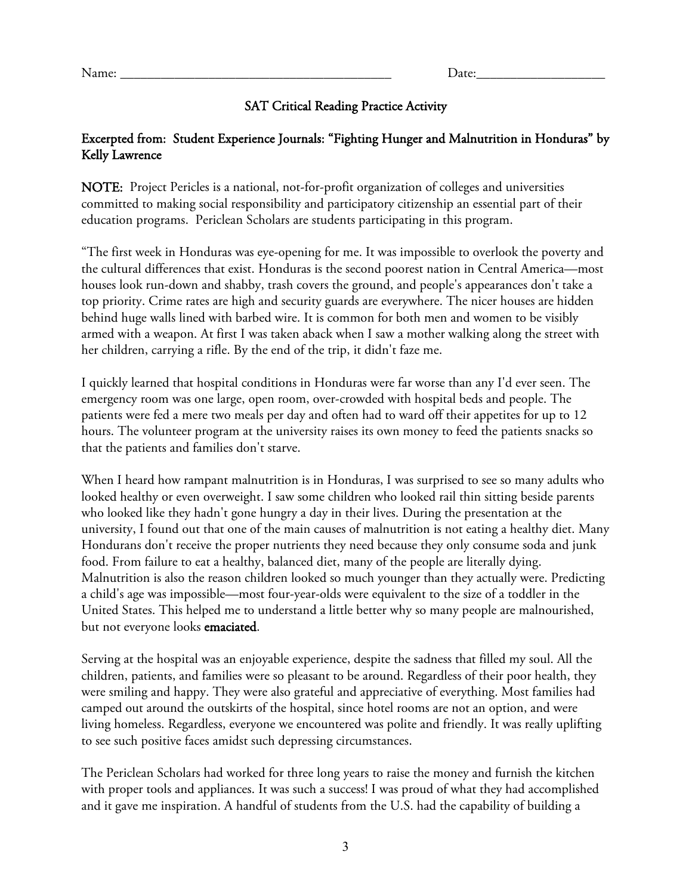Name: ________________________________________ Date:___________________

## SAT Critical Reading Practice Activity

### Excerpted from: Student Experience Journals: "Fighting Hunger and Malnutrition in Honduras" by Kelly Lawrence

**NOTE:** Project Pericles is a national, not-for-profit organization of colleges and universities committed to making social responsibility and participatory citizenship an essential part of their education programs. Periclean Scholars are students participating in this program.

"The first week in Honduras was eye-opening for me. It was impossible to overlook the poverty and the cultural differences that exist. Honduras is the second poorest nation in Central America—most houses look run-down and shabby, trash covers the ground, and people's appearances don't take a top priority. Crime rates are high and security guards are everywhere. The nicer houses are hidden behind huge walls lined with barbed wire. It is common for both men and women to be visibly armed with a weapon. At first I was taken aback when I saw a mother walking along the street with her children, carrying a rifle. By the end of the trip, it didn't faze me.

I quickly learned that hospital conditions in Honduras were far worse than any I'd ever seen. The emergency room was one large, open room, over-crowded with hospital beds and people. The patients were fed a mere two meals per day and often had to ward off their appetites for up to 12 hours. The volunteer program at the university raises its own money to feed the patients snacks so that the patients and families don't starve.

When I heard how rampant malnutrition is in Honduras, I was surprised to see so many adults who looked healthy or even overweight. I saw some children who looked rail thin sitting beside parents who looked like they hadn't gone hungry a day in their lives. During the presentation at the university, I found out that one of the main causes of malnutrition is not eating a healthy diet. Many Hondurans don't receive the proper nutrients they need because they only consume soda and junk food. From failure to eat a healthy, balanced diet, many of the people are literally dying. Malnutrition is also the reason children looked so much younger than they actually were. Predicting a child's age was impossible—most four-year-olds were equivalent to the size of a toddler in the United States. This helped me to understand a little better why so many people are malnourished, but not everyone looks **emaciated**.

Serving at the hospital was an enjoyable experience, despite the sadness that filled my soul. All the children, patients, and families were so pleasant to be around. Regardless of their poor health, they were smiling and happy. They were also grateful and appreciative of everything. Most families had camped out around the outskirts of the hospital, since hotel rooms are not an option, and were living homeless. Regardless, everyone we encountered was polite and friendly. It was really uplifting to see such positive faces amidst such depressing circumstances.

The Periclean Scholars had worked for three long years to raise the money and furnish the kitchen with proper tools and appliances. It was such a success! I was proud of what they had accomplished and it gave me inspiration. A handful of students from the U.S. had the capability of building a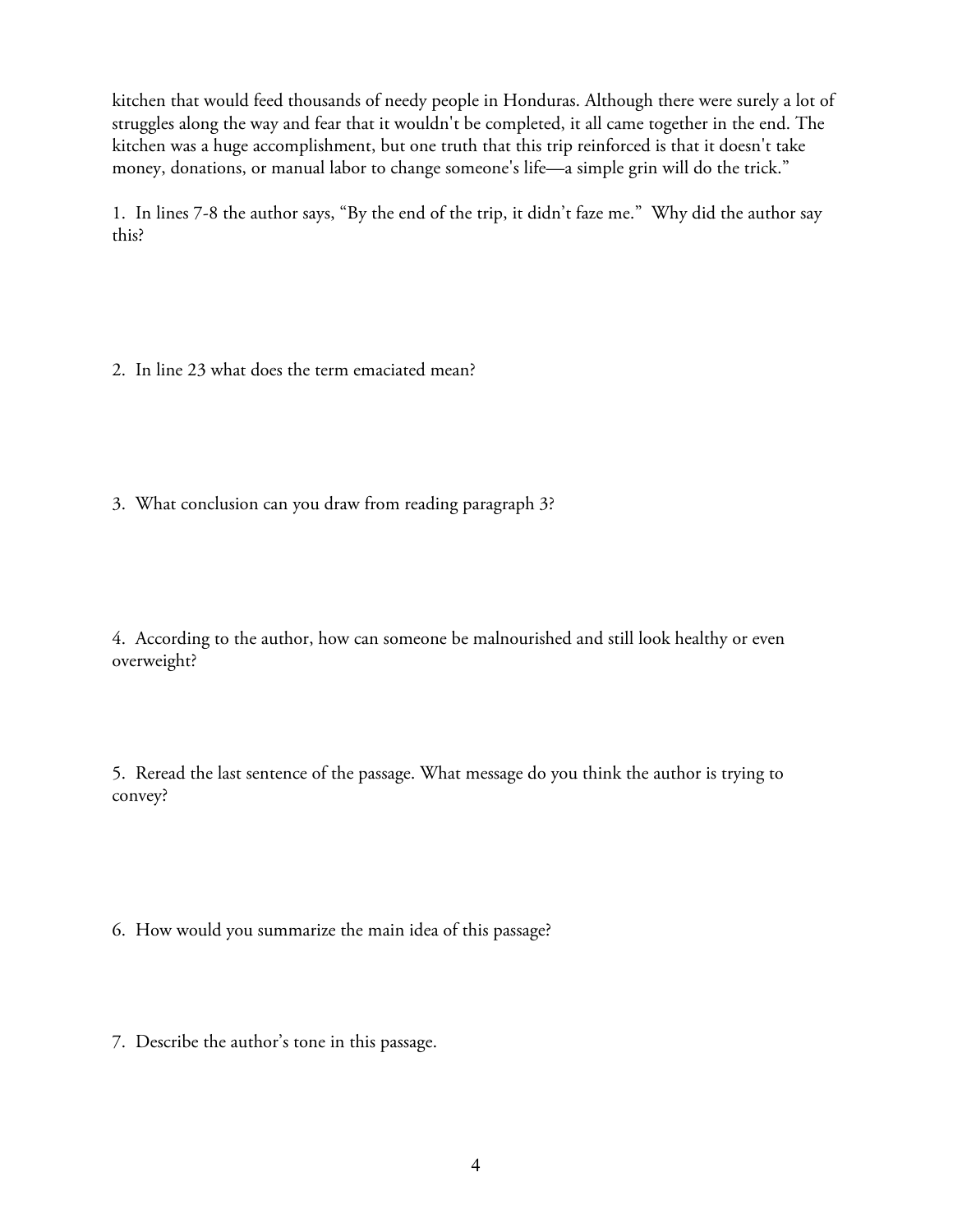kitchen that would feed thousands of needy people in Honduras. Although there were surely a lot of struggles along the way and fear that it wouldn't be completed, it all came together in the end. The kitchen was a huge accomplishment, but one truth that this trip reinforced is that it doesn't take money, donations, or manual labor to change someone's life—a simple grin will do the trick."

1. In lines 7-8 the author says, "By the end of the trip, it didn't faze me." Why did the author say this?

2. In line 23 what does the term emaciated mean?

3. What conclusion can you draw from reading paragraph 3?

4. According to the author, how can someone be malnourished and still look healthy or even overweight?

5. Reread the last sentence of the passage. What message do you think the author is trying to convey?

6. How would you summarize the main idea of this passage?

7. Describe the author's tone in this passage.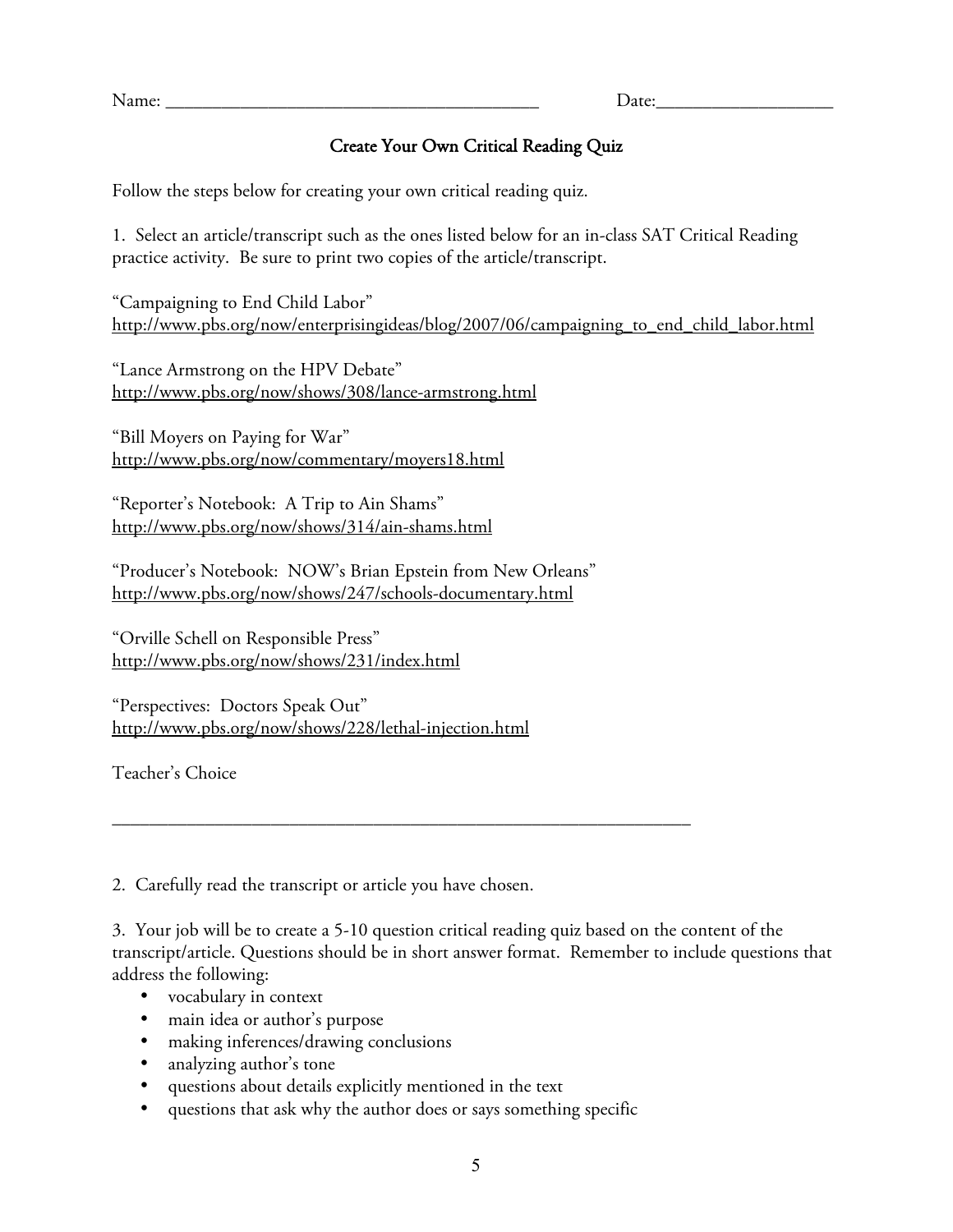Name: ________________________________________ Date:___________________

## Create Your Own Critical Reading Quiz

Follow the steps below for creating your own critical reading quiz.

1. Select an article/transcript such as the ones listed below for an in-class SAT Critical Reading practice activity. Be sure to print two copies of the article/transcript.

"Campaigning to End Child Labor"
http://www.pbs.org/now/enterprisingideas/blog/2007/06/campaigning_to_end_child_labor.html

"Lance Armstrong on the HPV Debate"
http://www.pbs.org/now/shows/308/lance-armstrong.html

"Bill Moyers on Paying for War"
http://www.pbs.org/now/commentary/moyers18.html

"Reporter's Notebook: A Trip to Ain Shams"
http://www.pbs.org/now/shows/314/ain-shams.html

"Producer's Notebook: NOW's Brian Epstein from New Orleans"
http://www.pbs.org/now/shows/247/schools-documentary.html

"Orville Schell on Responsible Press"
http://www.pbs.org/now/shows/231/index.html

"Perspectives: Doctors Speak Out"
http://www.pbs.org/now/shows/228/lethal-injection.html

Teacher's Choice

_________________________________________________________________

2. Carefully read the transcript or article you have chosen.

3. Your job will be to create a 5-10 question critical reading quiz based on the content of the transcript/article. Questions should be in short answer format. Remember to include questions that address the following:

- vocabulary in context
- main idea or author's purpose
- making inferences/drawing conclusions
- analyzing author's tone
- questions about details explicitly mentioned in the text
- questions that ask why the author does or says something specific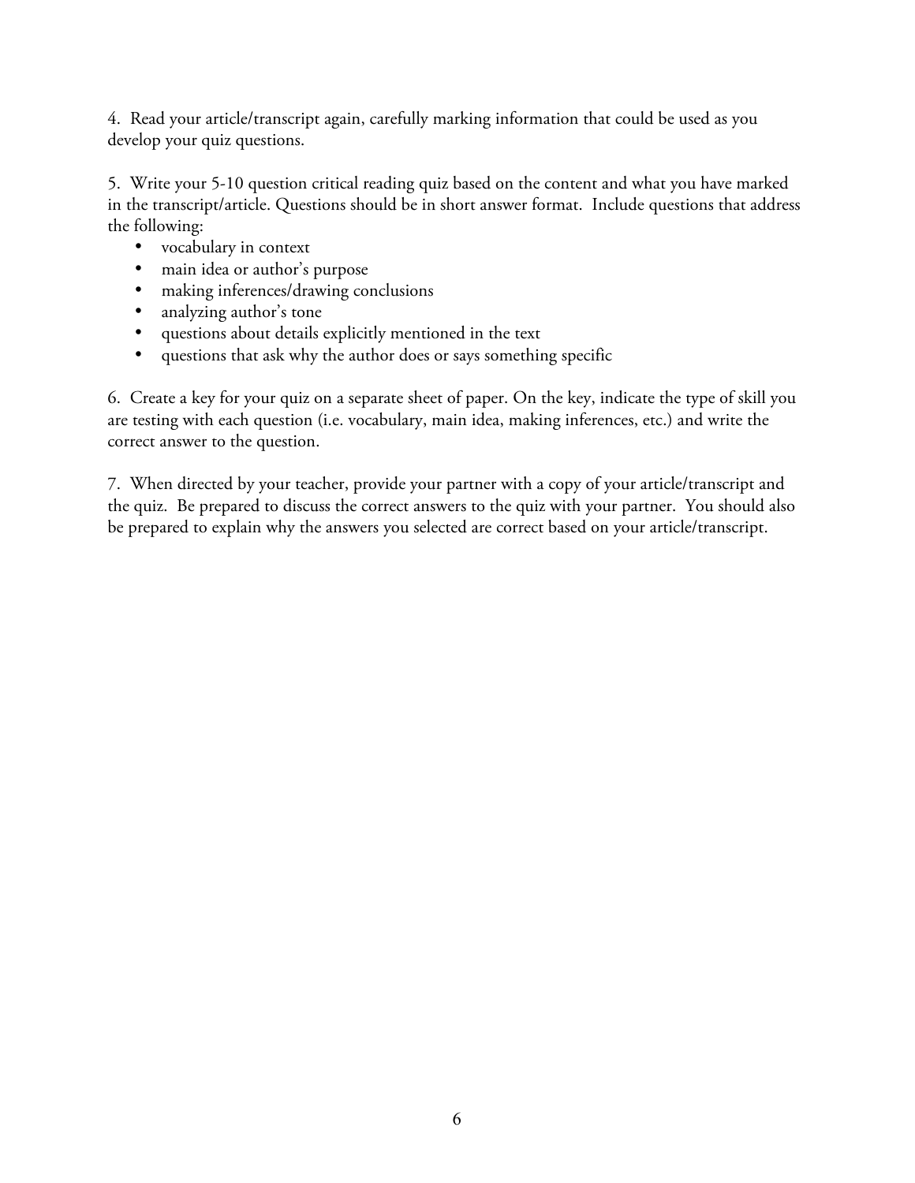4. Read your article/transcript again, carefully marking information that could be used as you develop your quiz questions.

5. Write your 5-10 question critical reading quiz based on the content and what you have marked in the transcript/article. Questions should be in short answer format. Include questions that address the following:

- vocabulary in context
- main idea or author's purpose
- making inferences/drawing conclusions
- analyzing author's tone
- questions about details explicitly mentioned in the text
- questions that ask why the author does or says something specific

6. Create a key for your quiz on a separate sheet of paper. On the key, indicate the type of skill you are testing with each question (i.e. vocabulary, main idea, making inferences, etc.) and write the correct answer to the question.

7. When directed by your teacher, provide your partner with a copy of your article/transcript and the quiz. Be prepared to discuss the correct answers to the quiz with your partner. You should also be prepared to explain why the answers you selected are correct based on your article/transcript.